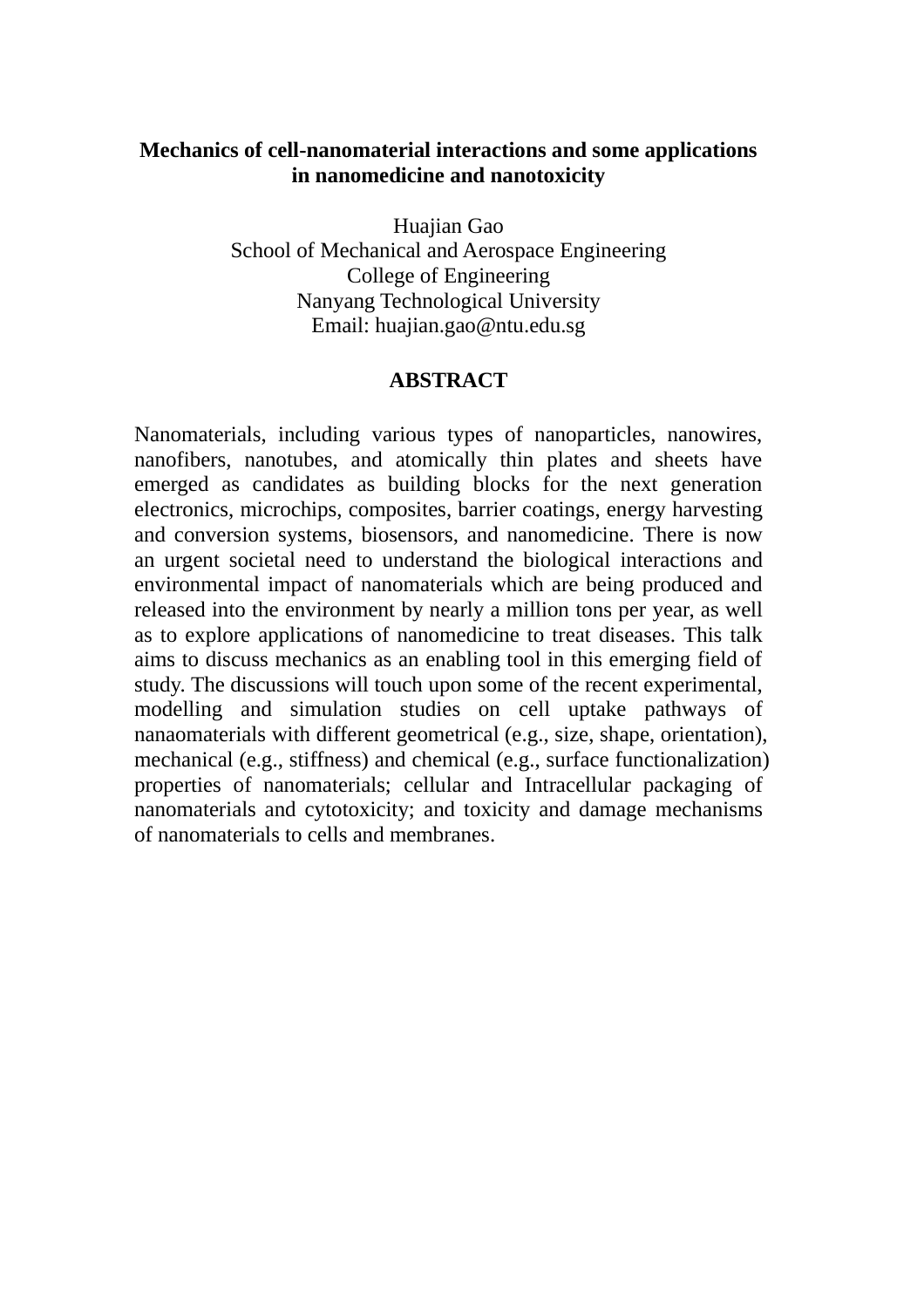# Mechanics of cell-nanomaterial interactions and some applications in nanomedicine and nanotoxicity

Huajian Gao  
School of Mechanical and Aerospace Engineering  
College of Engineering  
Nanyang Technological University  
Email: huajian.gao@ntu.edu.sg

## ABSTRACT

Nanomaterials, including various types of nanoparticles, nanowires, nanofibers, nanotubes, and atomically thin plates and sheets have emerged as candidates as building blocks for the next generation electronics, microchips, composites, barrier coatings, energy harvesting and conversion systems, biosensors, and nanomedicine. There is now an urgent societal need to understand the biological interactions and environmental impact of nanomaterials which are being produced and released into the environment by nearly a million tons per year, as well as to explore applications of nanomedicine to treat diseases. This talk aims to discuss mechanics as an enabling tool in this emerging field of study. The discussions will touch upon some of the recent experimental, modelling and simulation studies on cell uptake pathways of nanaomaterials with different geometrical (e.g., size, shape, orientation), mechanical (e.g., stiffness) and chemical (e.g., surface functionalization) properties of nanomaterials; cellular and Intracellular packaging of nanomaterials and cytotoxicity; and toxicity and damage mechanisms of nanomaterials to cells and membranes.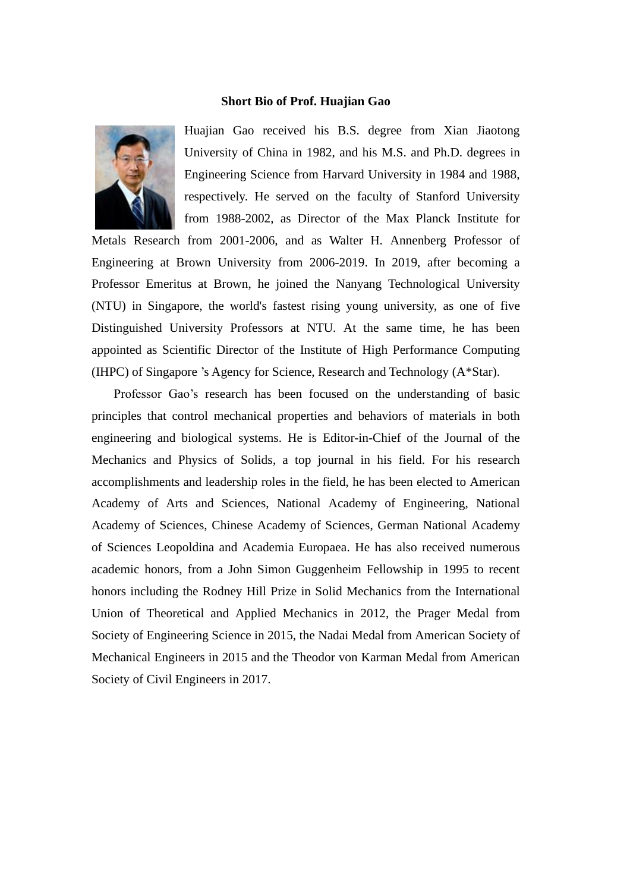**Short Bio of Prof. Huajian Gao**

Huajian Gao received his B.S. degree from Xian Jiaotong University of China in 1982, and his M.S. and Ph.D. degrees in Engineering Science from Harvard University in 1984 and 1988, respectively. He served on the faculty of Stanford University from 1988-2002, as Director of the Max Planck Institute for Metals Research from 2001-2006, and as Walter H. Annenberg Professor of Engineering at Brown University from 2006-2019. In 2019, after becoming a Professor Emeritus at Brown, he joined the Nanyang Technological University (NTU) in Singapore, the world's fastest rising young university, as one of five Distinguished University Professors at NTU. At the same time, he has been appointed as Scientific Director of the Institute of High Performance Computing (IHPC) of Singapore 's Agency for Science, Research and Technology (A*Star).

Professor Gao's research has been focused on the understanding of basic principles that control mechanical properties and behaviors of materials in both engineering and biological systems. He is Editor-in-Chief of the Journal of the Mechanics and Physics of Solids, a top journal in his field. For his research accomplishments and leadership roles in the field, he has been elected to American Academy of Arts and Sciences, National Academy of Engineering, National Academy of Sciences, Chinese Academy of Sciences, German National Academy of Sciences Leopoldina and Academia Europaea. He has also received numerous academic honors, from a John Simon Guggenheim Fellowship in 1995 to recent honors including the Rodney Hill Prize in Solid Mechanics from the International Union of Theoretical and Applied Mechanics in 2012, the Prager Medal from Society of Engineering Science in 2015, the Nadai Medal from American Society of Mechanical Engineers in 2015 and the Theodor von Karman Medal from American Society of Civil Engineers in 2017.